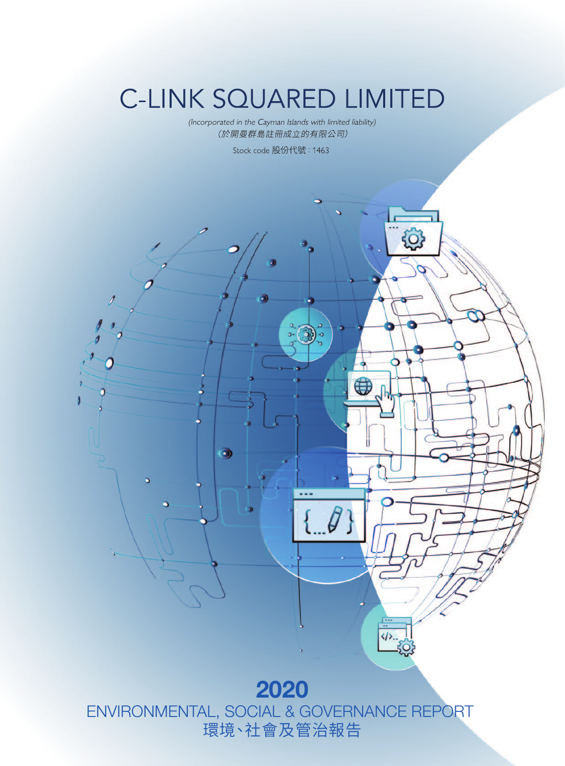# C-LINK SQUARED LIMITED

*(Incorporated in the Cayman Islands with limited liability)*
*（於開曼群島註冊成立的有限公司）*

Stock code 股份代號 : 1463

# 2020

## ENVIRONMENTAL, SOCIAL & GOVERNANCE REPORT
## 環境、社會及管治報告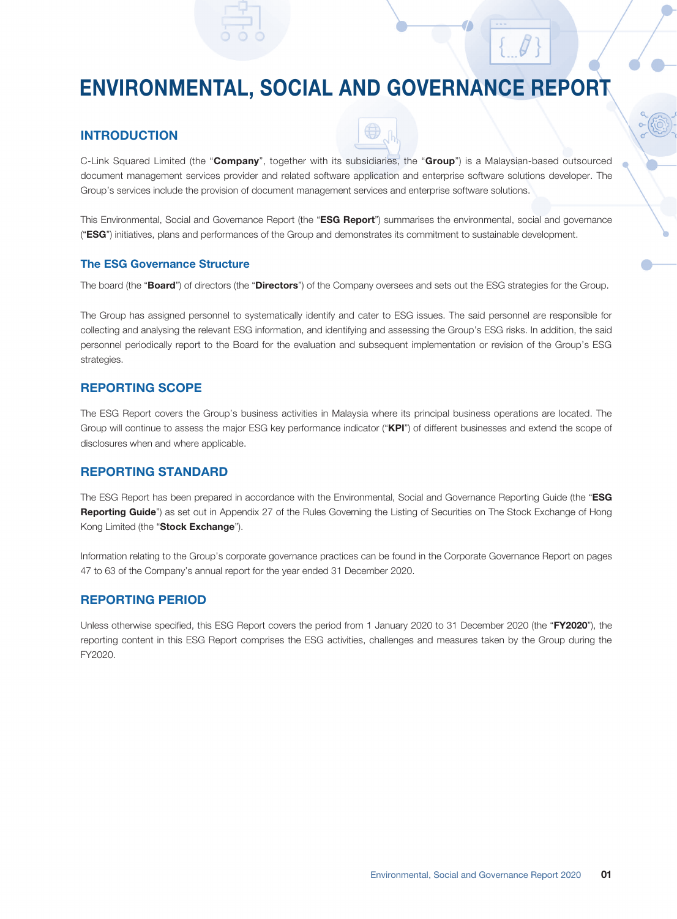# ENVIRONMENTAL, SOCIAL AND GOVERNANCE REPORT

## INTRODUCTION

C-Link Squared Limited (the "**Company**", together with its subsidiaries, the "**Group**") is a Malaysian-based outsourced document management services provider and related software application and enterprise software solutions developer. The Group's services include the provision of document management services and enterprise software solutions.

This Environmental, Social and Governance Report (the "**ESG Report**") summarises the environmental, social and governance ("**ESG**") initiatives, plans and performances of the Group and demonstrates its commitment to sustainable development.

### The ESG Governance Structure

The board (the "**Board**") of directors (the "**Directors**") of the Company oversees and sets out the ESG strategies for the Group.

The Group has assigned personnel to systematically identify and cater to ESG issues. The said personnel are responsible for collecting and analysing the relevant ESG information, and identifying and assessing the Group's ESG risks. In addition, the said personnel periodically report to the Board for the evaluation and subsequent implementation or revision of the Group's ESG strategies.

## REPORTING SCOPE

The ESG Report covers the Group's business activities in Malaysia where its principal business operations are located. The Group will continue to assess the major ESG key performance indicator ("**KPI**") of different businesses and extend the scope of disclosures when and where applicable.

## REPORTING STANDARD

The ESG Report has been prepared in accordance with the Environmental, Social and Governance Reporting Guide (the "**ESG Reporting Guide**") as set out in Appendix 27 of the Rules Governing the Listing of Securities on The Stock Exchange of Hong Kong Limited (the "**Stock Exchange**").

Information relating to the Group's corporate governance practices can be found in the Corporate Governance Report on pages 47 to 63 of the Company's annual report for the year ended 31 December 2020.

## REPORTING PERIOD

Unless otherwise specified, this ESG Report covers the period from 1 January 2020 to 31 December 2020 (the "**FY2020**"), the reporting content in this ESG Report comprises the ESG activities, challenges and measures taken by the Group during the FY2020.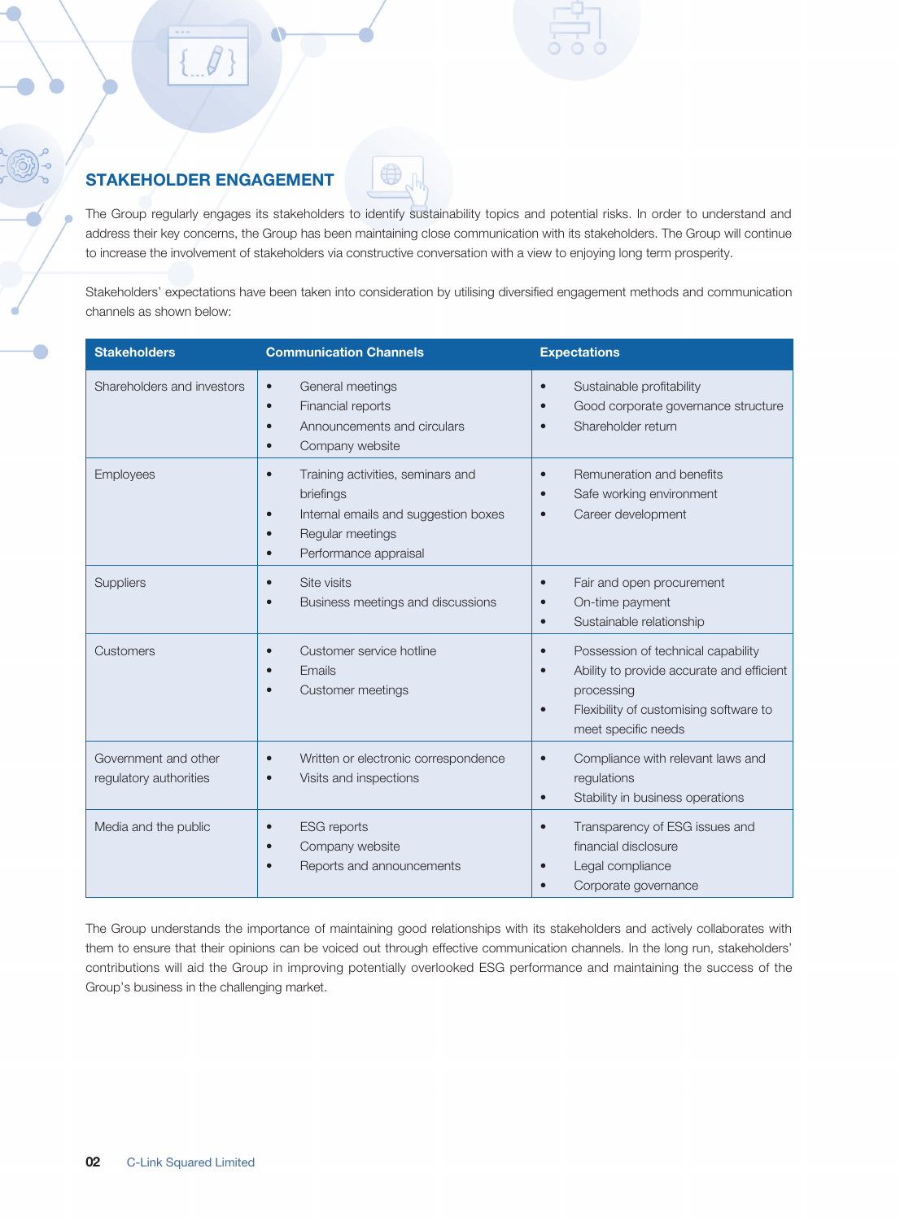## STAKEHOLDER ENGAGEMENT

The Group regularly engages its stakeholders to identify sustainability topics and potential risks. In order to understand and address their key concerns, the Group has been maintaining close communication with its stakeholders. The Group will continue to increase the involvement of stakeholders via constructive conversation with a view to enjoying long term prosperity.

Stakeholders' expectations have been taken into consideration by utilising diversified engagement methods and communication channels as shown below:

| Stakeholders | Communication Channels | Expectations |
|---|---|---|
| Shareholders and investors | • General meetings<br>• Financial reports<br>• Announcements and circulars<br>• Company website | • Sustainable profitability<br>• Good corporate governance structure<br>• Shareholder return |
| Employees | • Training activities, seminars and briefings<br>• Internal emails and suggestion boxes<br>• Regular meetings<br>• Performance appraisal | • Remuneration and benefits<br>• Safe working environment<br>• Career development |
| Suppliers | • Site visits<br>• Business meetings and discussions | • Fair and open procurement<br>• On-time payment<br>• Sustainable relationship |
| Customers | • Customer service hotline<br>• Emails<br>• Customer meetings | • Possession of technical capability<br>• Ability to provide accurate and efficient processing<br>• Flexibility of customising software to meet specific needs |
| Government and other regulatory authorities | • Written or electronic correspondence<br>• Visits and inspections | • Compliance with relevant laws and regulations<br>• Stability in business operations |
| Media and the public | • ESG reports<br>• Company website<br>• Reports and announcements | • Transparency of ESG issues and financial disclosure<br>• Legal compliance<br>• Corporate governance |

The Group understands the importance of maintaining good relationships with its stakeholders and actively collaborates with them to ensure that their opinions can be voiced out through effective communication channels. In the long run, stakeholders' contributions will aid the Group in improving potentially overlooked ESG performance and maintaining the success of the Group's business in the challenging market.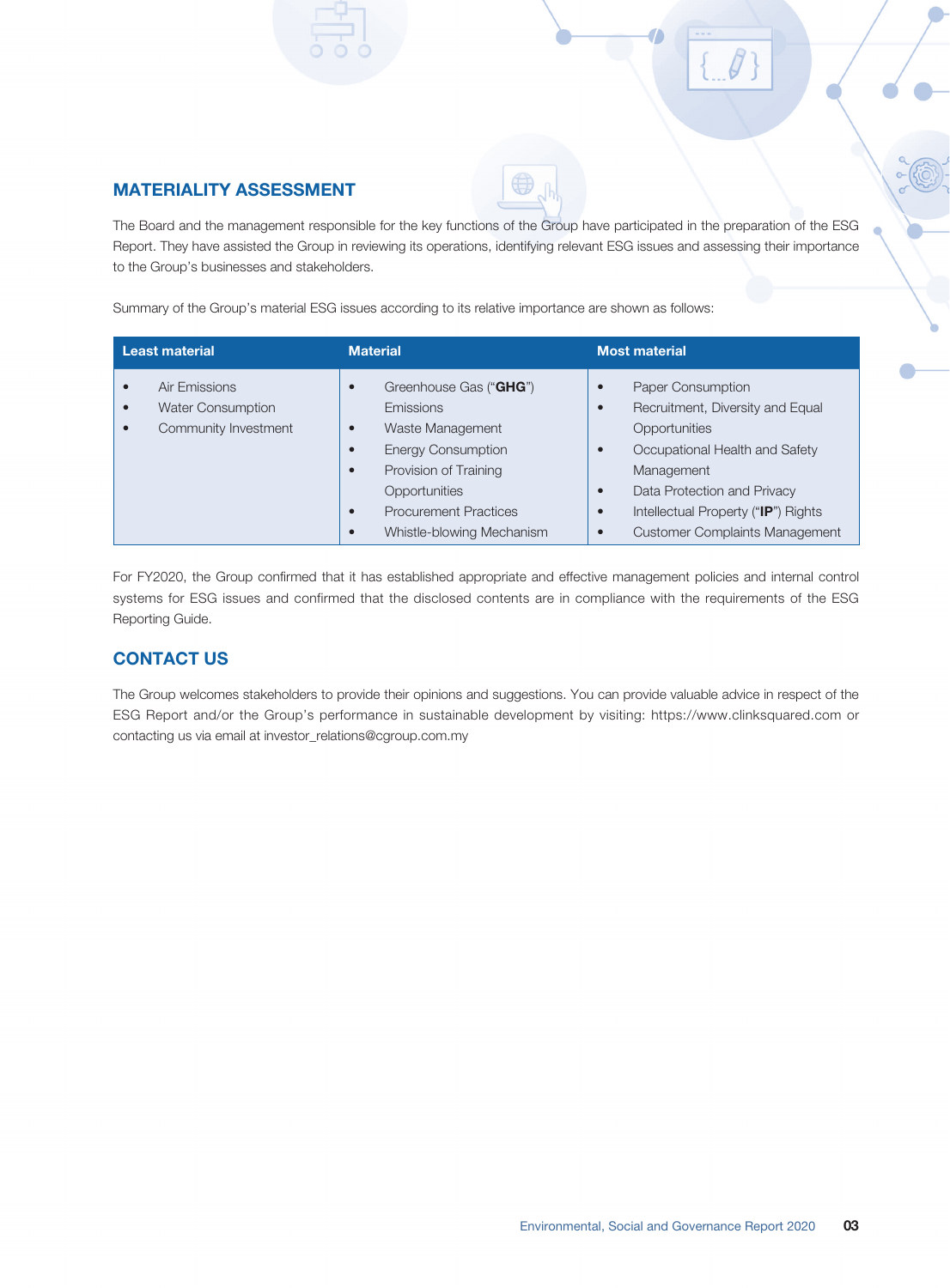## MATERIALITY ASSESSMENT

The Board and the management responsible for the key functions of the Group have participated in the preparation of the ESG Report. They have assisted the Group in reviewing its operations, identifying relevant ESG issues and assessing their importance to the Group's businesses and stakeholders.

Summary of the Group's material ESG issues according to its relative importance are shown as follows:

| Least material | Material | Most material |
|---|---|---|
| • Air Emissions<br>• Water Consumption<br>• Community Investment | • Greenhouse Gas ("**GHG**") Emissions<br>• Waste Management<br>• Energy Consumption<br>• Provision of Training Opportunities<br>• Procurement Practices<br>• Whistle-blowing Mechanism | • Paper Consumption<br>• Recruitment, Diversity and Equal Opportunities<br>• Occupational Health and Safety Management<br>• Data Protection and Privacy<br>• Intellectual Property ("**IP**") Rights<br>• Customer Complaints Management |

For FY2020, the Group confirmed that it has established appropriate and effective management policies and internal control systems for ESG issues and confirmed that the disclosed contents are in compliance with the requirements of the ESG Reporting Guide.

## CONTACT US

The Group welcomes stakeholders to provide their opinions and suggestions. You can provide valuable advice in respect of the ESG Report and/or the Group's performance in sustainable development by visiting: https://www.clinksquared.com or contacting us via email at investor_relations@cgroup.com.my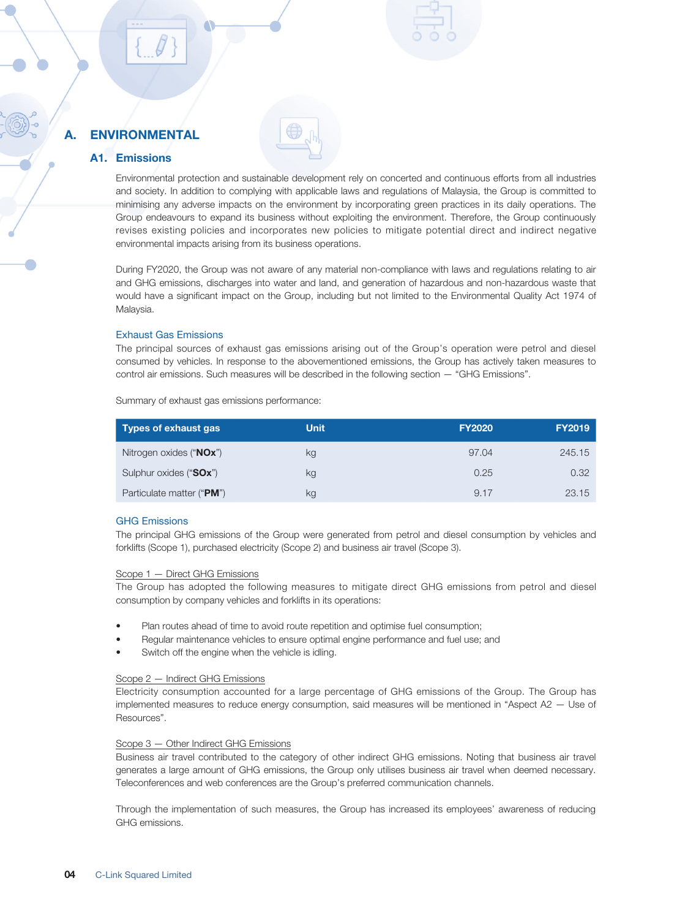# A. ENVIRONMENTAL

## A1. Emissions

Environmental protection and sustainable development rely on concerted and continuous efforts from all industries and society. In addition to complying with applicable laws and regulations of Malaysia, the Group is committed to minimising any adverse impacts on the environment by incorporating green practices in its daily operations. The Group endeavours to expand its business without exploiting the environment. Therefore, the Group continuously revises existing policies and incorporates new policies to mitigate potential direct and indirect negative environmental impacts arising from its business operations.

During FY2020, the Group was not aware of any material non-compliance with laws and regulations relating to air and GHG emissions, discharges into water and land, and generation of hazardous and non-hazardous waste that would have a significant impact on the Group, including but not limited to the Environmental Quality Act 1974 of Malaysia.

### Exhaust Gas Emissions

The principal sources of exhaust gas emissions arising out of the Group's operation were petrol and diesel consumed by vehicles. In response to the abovementioned emissions, the Group has actively taken measures to control air emissions. Such measures will be described in the following section — "GHG Emissions".

Summary of exhaust gas emissions performance:

| Types of exhaust gas | Unit | FY2020 | FY2019 |
|---|---|---|---|
| Nitrogen oxides ("**NOx**") | kg | 97.04 | 245.15 |
| Sulphur oxides ("**SOx**") | kg | 0.25 | 0.32 |
| Particulate matter ("**PM**") | kg | 9.17 | 23.15 |

### GHG Emissions

The principal GHG emissions of the Group were generated from petrol and diesel consumption by vehicles and forklifts (Scope 1), purchased electricity (Scope 2) and business air travel (Scope 3).

<u>Scope 1 — Direct GHG Emissions</u>

The Group has adopted the following measures to mitigate direct GHG emissions from petrol and diesel consumption by company vehicles and forklifts in its operations:

- Plan routes ahead of time to avoid route repetition and optimise fuel consumption;
- Regular maintenance vehicles to ensure optimal engine performance and fuel use; and
- Switch off the engine when the vehicle is idling.

<u>Scope 2 — Indirect GHG Emissions</u>

Electricity consumption accounted for a large percentage of GHG emissions of the Group. The Group has implemented measures to reduce energy consumption, said measures will be mentioned in "Aspect A2 — Use of Resources".

<u>Scope 3 — Other Indirect GHG Emissions</u>

Business air travel contributed to the category of other indirect GHG emissions. Noting that business air travel generates a large amount of GHG emissions, the Group only utilises business air travel when deemed necessary. Teleconferences and web conferences are the Group's preferred communication channels.

Through the implementation of such measures, the Group has increased its employees' awareness of reducing GHG emissions.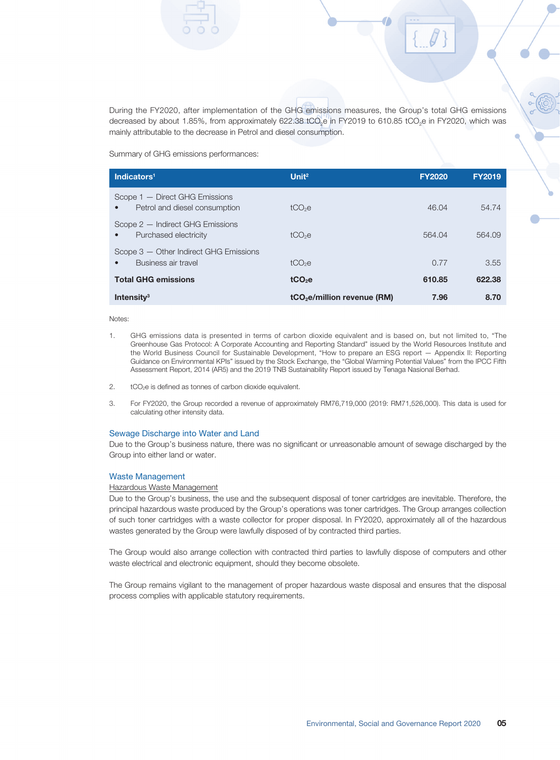During the FY2020, after implementation of the GHG emissions measures, the Group's total GHG emissions decreased by about 1.85%, from approximately 622.38 $tCO_2e$ in FY2019 to 610.85 $tCO_2e$ in FY2020, which was mainly attributable to the decrease in Petrol and diesel consumption.

Summary of GHG emissions performances:

| Indicators[1] | Unit[2] | FY2020 | FY2019 |
|---|---|---|---|
| Scope 1 — Direct GHG Emissions | | | |
| • Petrol and diesel consumption | $tCO_2e$ | 46.04 | 54.74 |
| Scope 2 — Indirect GHG Emissions | | | |
| • Purchased electricity | $tCO_2e$ | 564.04 | 564.09 |
| Scope 3 — Other Indirect GHG Emissions | | | |
| • Business air travel | $tCO_2e$ | 0.77 | 3.55 |
| **Total GHG emissions** | **$tCO_2e$** | **610.85** | **622.38** |
| **Intensity[3]** | **$tCO_2e$/million revenue (RM)** | **7.96** | **8.70** |

Notes:

1. GHG emissions data is presented in terms of carbon dioxide equivalent and is based on, but not limited to, "The Greenhouse Gas Protocol: A Corporate Accounting and Reporting Standard" issued by the World Resources Institute and the World Business Council for Sustainable Development, "How to prepare an ESG report — Appendix II: Reporting Guidance on Environmental KPIs" issued by the Stock Exchange, the "Global Warming Potential Values" from the IPCC Fifth Assessment Report, 2014 (AR5) and the 2019 TNB Sustainability Report issued by Tenaga Nasional Berhad.

2. $tCO_2e$ is defined as tonnes of carbon dioxide equivalent.

3. For FY2020, the Group recorded a revenue of approximately RM76,719,000 (2019: RM71,526,000). This data is used for calculating other intensity data.

### Sewage Discharge into Water and Land

Due to the Group's business nature, there was no significant or unreasonable amount of sewage discharged by the Group into either land or water.

### Waste Management

Hazardous Waste Management

Due to the Group's business, the use and the subsequent disposal of toner cartridges are inevitable. Therefore, the principal hazardous waste produced by the Group's operations was toner cartridges. The Group arranges collection of such toner cartridges with a waste collector for proper disposal. In FY2020, approximately all of the hazardous wastes generated by the Group were lawfully disposed of by contracted third parties.

The Group would also arrange collection with contracted third parties to lawfully dispose of computers and other waste electrical and electronic equipment, should they become obsolete.

The Group remains vigilant to the management of proper hazardous waste disposal and ensures that the disposal process complies with applicable statutory requirements.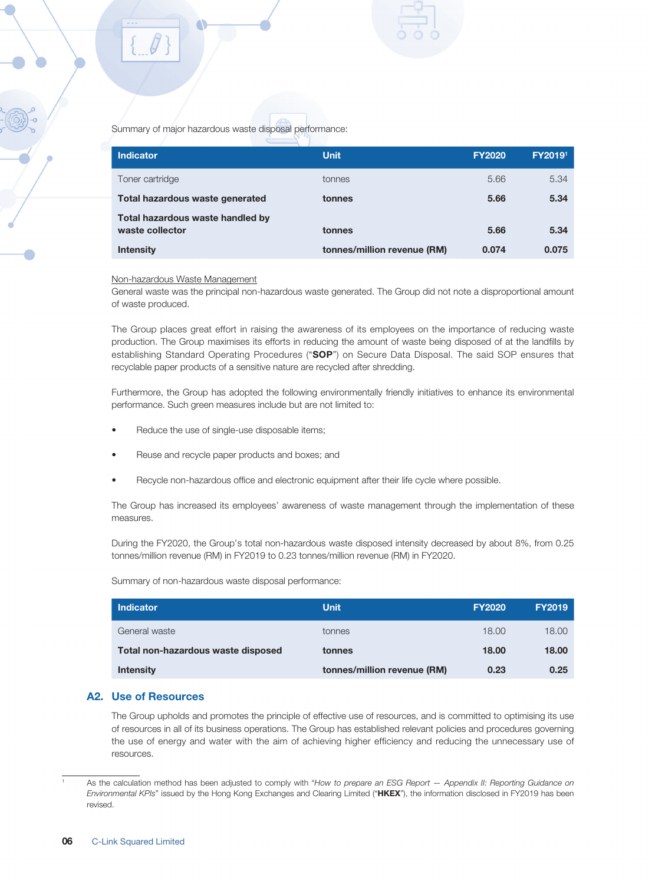Summary of major hazardous waste disposal performance:

| Indicator | Unit | FY2020 | FY2019[1] |
|---|---|---|---|
| Toner cartridge | tonnes | 5.66 | 5.34 |
| **Total hazardous waste generated** | **tonnes** | **5.66** | **5.34** |
| **Total hazardous waste handled by waste collector** | **tonnes** | **5.66** | **5.34** |
| **Intensity** | **tonnes/million revenue (RM)** | **0.074** | **0.075** |

<u>Non-hazardous Waste Management</u>

General waste was the principal non-hazardous waste generated. The Group did not note a disproportional amount of waste produced.

The Group places great effort in raising the awareness of its employees on the importance of reducing waste production. The Group maximises its efforts in reducing the amount of waste being disposed of at the landfills by establishing Standard Operating Procedures ("**SOP**") on Secure Data Disposal. The said SOP ensures that recyclable paper products of a sensitive nature are recycled after shredding.

Furthermore, the Group has adopted the following environmentally friendly initiatives to enhance its environmental performance. Such green measures include but are not limited to:

- Reduce the use of single-use disposable items;
- Reuse and recycle paper products and boxes; and
- Recycle non-hazardous office and electronic equipment after their life cycle where possible.

The Group has increased its employees' awareness of waste management through the implementation of these measures.

During the FY2020, the Group's total non-hazardous waste disposed intensity decreased by about 8%, from 0.25 tonnes/million revenue (RM) in FY2019 to 0.23 tonnes/million revenue (RM) in FY2020.

Summary of non-hazardous waste disposal performance:

| Indicator | Unit | FY2020 | FY2019 |
|---|---|---|---|
| General waste | tonnes | 18.00 | 18.00 |
| **Total non-hazardous waste disposed** | **tonnes** | **18.00** | **18.00** |
| **Intensity** | **tonnes/million revenue (RM)** | **0.23** | **0.25** |

## A2. Use of Resources

The Group upholds and promotes the principle of effective use of resources, and is committed to optimising its use of resources in all of its business operations. The Group has established relevant policies and procedures governing the use of energy and water with the aim of achieving higher efficiency and reducing the unnecessary use of resources.

[1] As the calculation method has been adjusted to comply with "*How to prepare an ESG Report — Appendix II: Reporting Guidance on Environmental KPIs*" issued by the Hong Kong Exchanges and Clearing Limited ("**HKEX**"), the information disclosed in FY2019 has been revised.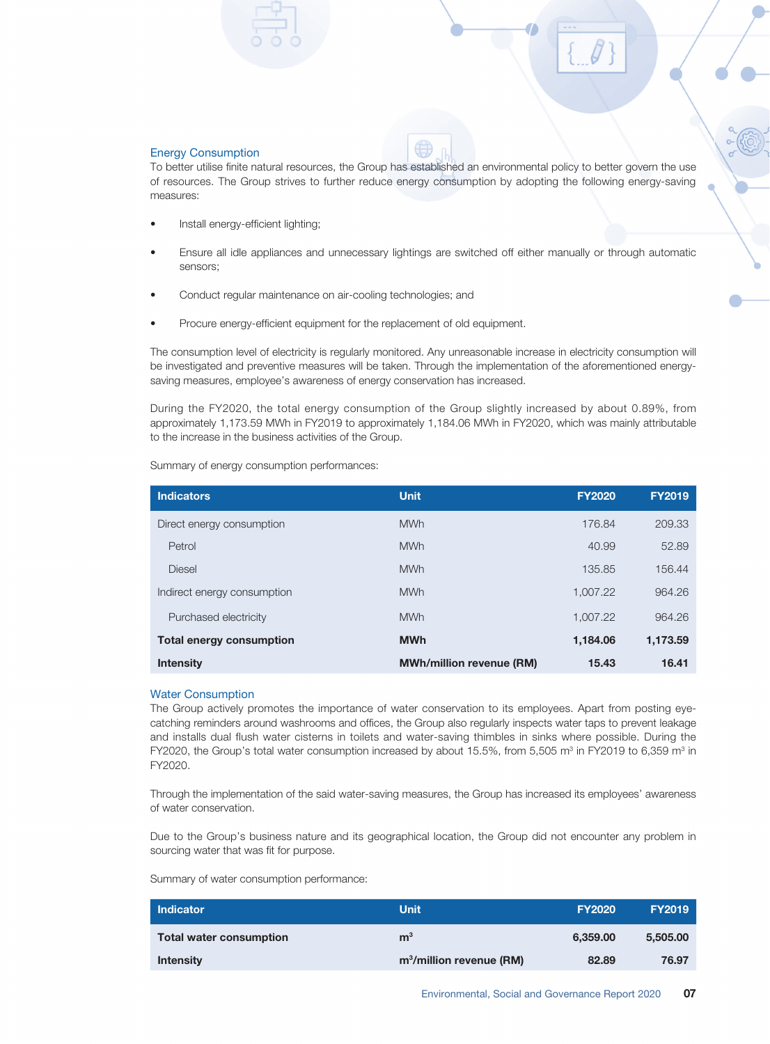## Energy Consumption

To better utilise finite natural resources, the Group has established an environmental policy to better govern the use of resources. The Group strives to further reduce energy consumption by adopting the following energy-saving measures:

- Install energy-efficient lighting;
- Ensure all idle appliances and unnecessary lightings are switched off either manually or through automatic sensors;
- Conduct regular maintenance on air-cooling technologies; and
- Procure energy-efficient equipment for the replacement of old equipment.

The consumption level of electricity is regularly monitored. Any unreasonable increase in electricity consumption will be investigated and preventive measures will be taken. Through the implementation of the aforementioned energy-saving measures, employee's awareness of energy conservation has increased.

During the FY2020, the total energy consumption of the Group slightly increased by about 0.89%, from approximately 1,173.59 MWh in FY2019 to approximately 1,184.06 MWh in FY2020, which was mainly attributable to the increase in the business activities of the Group.

Summary of energy consumption performances:

| Indicators | Unit | FY2020 | FY2019 |
|---|---|---|---|
| Direct energy consumption | MWh | 176.84 | 209.33 |
| Petrol | MWh | 40.99 | 52.89 |
| Diesel | MWh | 135.85 | 156.44 |
| Indirect energy consumption | MWh | 1,007.22 | 964.26 |
| Purchased electricity | MWh | 1,007.22 | 964.26 |
| **Total energy consumption** | **MWh** | **1,184.06** | **1,173.59** |
| **Intensity** | **MWh/million revenue (RM)** | **15.43** | **16.41** |

## Water Consumption

The Group actively promotes the importance of water conservation to its employees. Apart from posting eye-catching reminders around washrooms and offices, the Group also regularly inspects water taps to prevent leakage and installs dual flush water cisterns in toilets and water-saving thimbles in sinks where possible. During the FY2020, the Group's total water consumption increased by about 15.5%, from 5,505 $m^3$ in FY2019 to 6,359 $m^3$ in FY2020.

Through the implementation of the said water-saving measures, the Group has increased its employees' awareness of water conservation.

Due to the Group's business nature and its geographical location, the Group did not encounter any problem in sourcing water that was fit for purpose.

Summary of water consumption performance:

| Indicator | Unit | FY2020 | FY2019 |
|---|---|---|---|
| **Total water consumption** | **$m^3$** | **6,359.00** | **5,505.00** |
| **Intensity** | **$m^3$/million revenue (RM)** | **82.89** | **76.97** |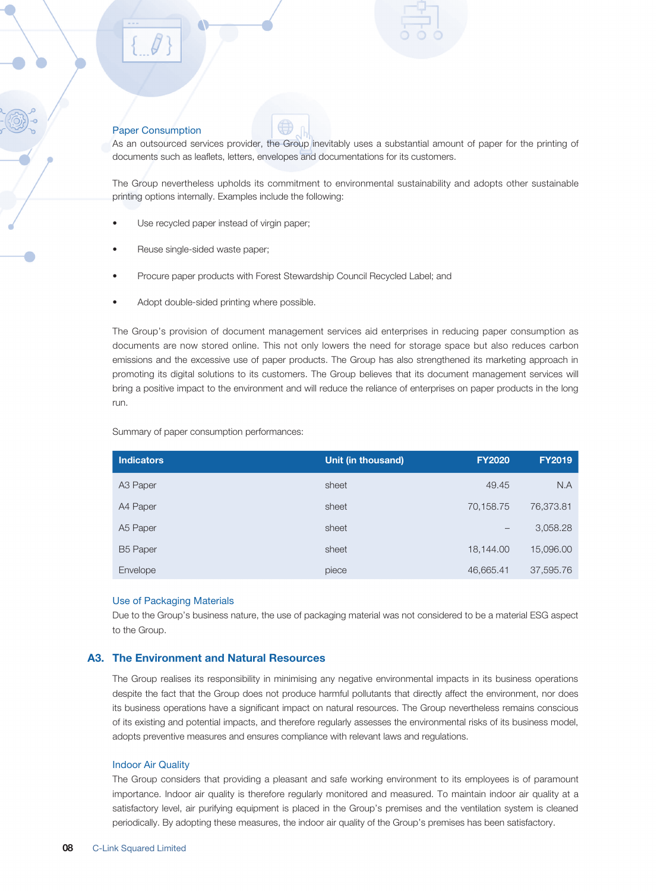### Paper Consumption

As an outsourced services provider, the Group inevitably uses a substantial amount of paper for the printing of documents such as leaflets, letters, envelopes and documentations for its customers.

The Group nevertheless upholds its commitment to environmental sustainability and adopts other sustainable printing options internally. Examples include the following:

- Use recycled paper instead of virgin paper;
- Reuse single-sided waste paper;
- Procure paper products with Forest Stewardship Council Recycled Label; and
- Adopt double-sided printing where possible.

The Group's provision of document management services aid enterprises in reducing paper consumption as documents are now stored online. This not only lowers the need for storage space but also reduces carbon emissions and the excessive use of paper products. The Group has also strengthened its marketing approach in promoting its digital solutions to its customers. The Group believes that its document management services will bring a positive impact to the environment and will reduce the reliance of enterprises on paper products in the long run.

Summary of paper consumption performances:

| Indicators | Unit (in thousand) | FY2020 | FY2019 |
|---|---|---|---|
| A3 Paper | sheet | 49.45 | N.A |
| A4 Paper | sheet | 70,158.75 | 76,373.81 |
| A5 Paper | sheet | – | 3,058.28 |
| B5 Paper | sheet | 18,144.00 | 15,096.00 |
| Envelope | piece | 46,665.41 | 37,595.76 |

### Use of Packaging Materials

Due to the Group's business nature, the use of packaging material was not considered to be a material ESG aspect to the Group.

## A3. The Environment and Natural Resources

The Group realises its responsibility in minimising any negative environmental impacts in its business operations despite the fact that the Group does not produce harmful pollutants that directly affect the environment, nor does its business operations have a significant impact on natural resources. The Group nevertheless remains conscious of its existing and potential impacts, and therefore regularly assesses the environmental risks of its business model, adopts preventive measures and ensures compliance with relevant laws and regulations.

### Indoor Air Quality

The Group considers that providing a pleasant and safe working environment to its employees is of paramount importance. Indoor air quality is therefore regularly monitored and measured. To maintain indoor air quality at a satisfactory level, air purifying equipment is placed in the Group's premises and the ventilation system is cleaned periodically. By adopting these measures, the indoor air quality of the Group's premises has been satisfactory.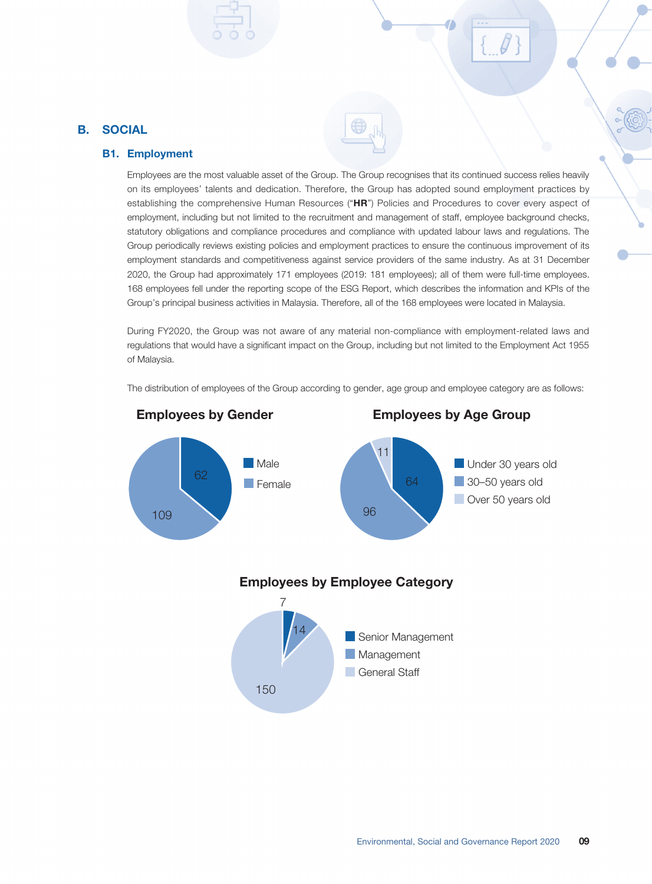## B. SOCIAL

### B1. Employment

Employees are the most valuable asset of the Group. The Group recognises that its continued success relies heavily on its employees' talents and dedication. Therefore, the Group has adopted sound employment practices by establishing the comprehensive Human Resources ("**HR**") Policies and Procedures to cover every aspect of employment, including but not limited to the recruitment and management of staff, employee background checks, statutory obligations and compliance procedures and compliance with updated labour laws and regulations. The Group periodically reviews existing policies and employment practices to ensure the continuous improvement of its employment standards and competitiveness against service providers of the same industry. As at 31 December 2020, the Group had approximately 171 employees (2019: 181 employees); all of them were full-time employees. 168 employees fell under the reporting scope of the ESG Report, which describes the information and KPIs of the Group's principal business activities in Malaysia. Therefore, all of the 168 employees were located in Malaysia.

During FY2020, the Group was not aware of any material non-compliance with employment-related laws and regulations that would have a significant impact on the Group, including but not limited to the Employment Act 1955 of Malaysia.

The distribution of employees of the Group according to gender, age group and employee category are as follows:

**Employees by Gender**

| Gender | Number |
|---|---|
| Male | 62 |
| Female | 109 |

**Employees by Age Group**

| Age Group | Number |
|---|---|
| Under 30 years old | 64 |
| 30–50 years old | 96 |
| Over 50 years old | 11 |

**Employees by Employee Category**

| Employee Category | Number |
|---|---|
| Senior Management | 7 |
| Management | 14 |
| General Staff | 150 |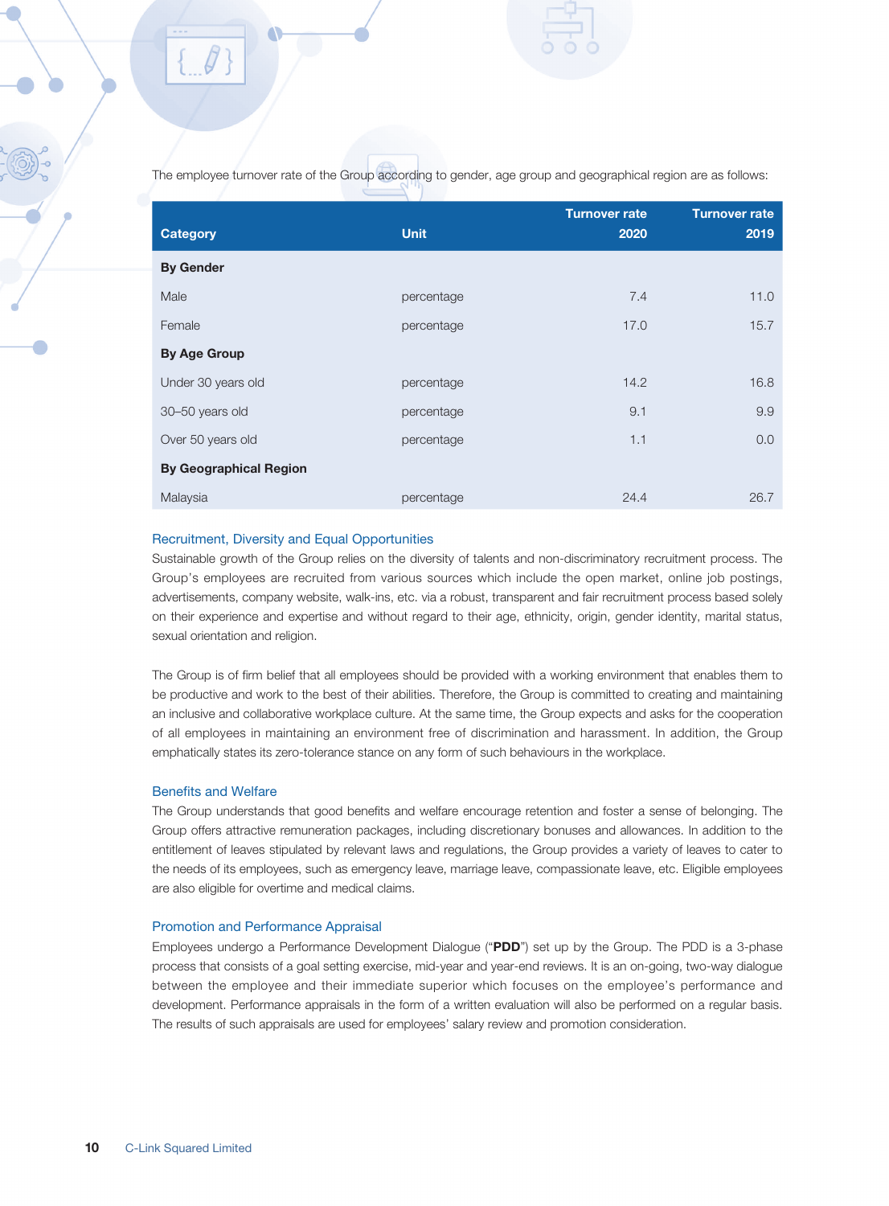The employee turnover rate of the Group according to gender, age group and geographical region are as follows:

| Category | Unit | Turnover rate 2020 | Turnover rate 2019 |
|---|---|---|---|
| **By Gender** | | | |
| Male | percentage | 7.4 | 11.0 |
| Female | percentage | 17.0 | 15.7 |
| **By Age Group** | | | |
| Under 30 years old | percentage | 14.2 | 16.8 |
| 30–50 years old | percentage | 9.1 | 9.9 |
| Over 50 years old | percentage | 1.1 | 0.0 |
| **By Geographical Region** | | | |
| Malaysia | percentage | 24.4 | 26.7 |

### Recruitment, Diversity and Equal Opportunities

Sustainable growth of the Group relies on the diversity of talents and non-discriminatory recruitment process. The Group's employees are recruited from various sources which include the open market, online job postings, advertisements, company website, walk-ins, etc. via a robust, transparent and fair recruitment process based solely on their experience and expertise and without regard to their age, ethnicity, origin, gender identity, marital status, sexual orientation and religion.

The Group is of firm belief that all employees should be provided with a working environment that enables them to be productive and work to the best of their abilities. Therefore, the Group is committed to creating and maintaining an inclusive and collaborative workplace culture. At the same time, the Group expects and asks for the cooperation of all employees in maintaining an environment free of discrimination and harassment. In addition, the Group emphatically states its zero-tolerance stance on any form of such behaviours in the workplace.

### Benefits and Welfare

The Group understands that good benefits and welfare encourage retention and foster a sense of belonging. The Group offers attractive remuneration packages, including discretionary bonuses and allowances. In addition to the entitlement of leaves stipulated by relevant laws and regulations, the Group provides a variety of leaves to cater to the needs of its employees, such as emergency leave, marriage leave, compassionate leave, etc. Eligible employees are also eligible for overtime and medical claims.

### Promotion and Performance Appraisal

Employees undergo a Performance Development Dialogue ("**PDD**") set up by the Group. The PDD is a 3-phase process that consists of a goal setting exercise, mid-year and year-end reviews. It is an on-going, two-way dialogue between the employee and their immediate superior which focuses on the employee's performance and development. Performance appraisals in the form of a written evaluation will also be performed on a regular basis. The results of such appraisals are used for employees' salary review and promotion consideration.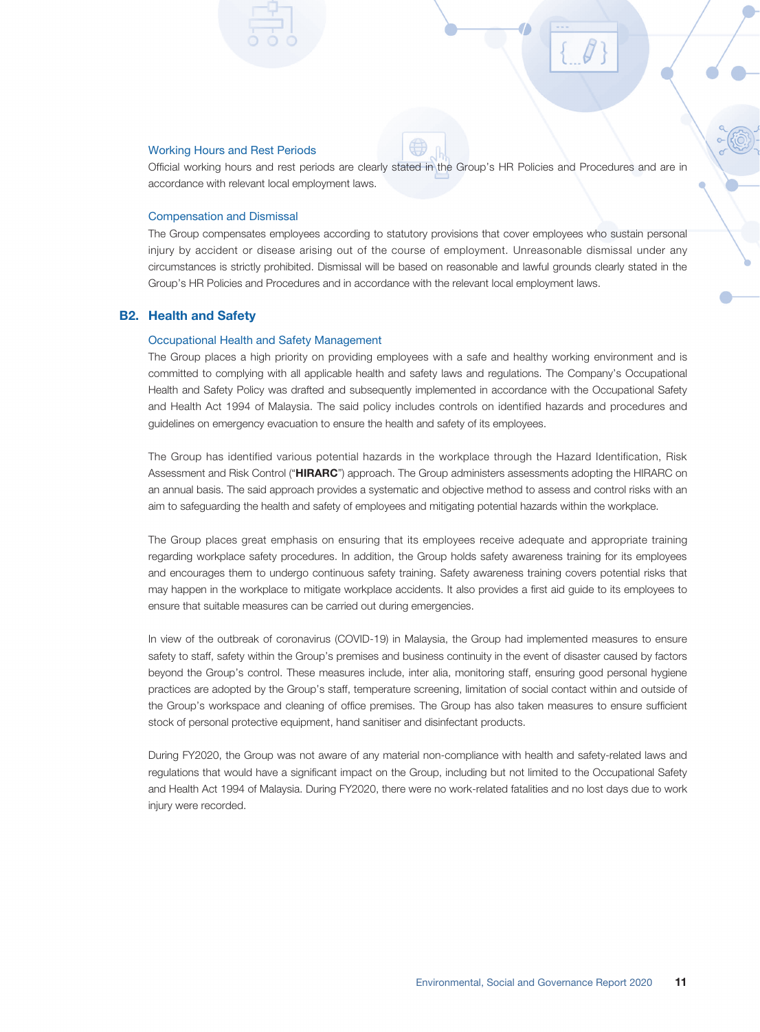### Working Hours and Rest Periods

Official working hours and rest periods are clearly stated in the Group's HR Policies and Procedures and are in accordance with relevant local employment laws.

### Compensation and Dismissal

The Group compensates employees according to statutory provisions that cover employees who sustain personal injury by accident or disease arising out of the course of employment. Unreasonable dismissal under any circumstances is strictly prohibited. Dismissal will be based on reasonable and lawful grounds clearly stated in the Group's HR Policies and Procedures and in accordance with the relevant local employment laws.

## B2. Health and Safety

### Occupational Health and Safety Management

The Group places a high priority on providing employees with a safe and healthy working environment and is committed to complying with all applicable health and safety laws and regulations. The Company's Occupational Health and Safety Policy was drafted and subsequently implemented in accordance with the Occupational Safety and Health Act 1994 of Malaysia. The said policy includes controls on identified hazards and procedures and guidelines on emergency evacuation to ensure the health and safety of its employees.

The Group has identified various potential hazards in the workplace through the Hazard Identification, Risk Assessment and Risk Control ("**HIRARC**") approach. The Group administers assessments adopting the HIRARC on an annual basis. The said approach provides a systematic and objective method to assess and control risks with an aim to safeguarding the health and safety of employees and mitigating potential hazards within the workplace.

The Group places great emphasis on ensuring that its employees receive adequate and appropriate training regarding workplace safety procedures. In addition, the Group holds safety awareness training for its employees and encourages them to undergo continuous safety training. Safety awareness training covers potential risks that may happen in the workplace to mitigate workplace accidents. It also provides a first aid guide to its employees to ensure that suitable measures can be carried out during emergencies.

In view of the outbreak of coronavirus (COVID-19) in Malaysia, the Group had implemented measures to ensure safety to staff, safety within the Group's premises and business continuity in the event of disaster caused by factors beyond the Group's control. These measures include, inter alia, monitoring staff, ensuring good personal hygiene practices are adopted by the Group's staff, temperature screening, limitation of social contact within and outside of the Group's workspace and cleaning of office premises. The Group has also taken measures to ensure sufficient stock of personal protective equipment, hand sanitiser and disinfectant products.

During FY2020, the Group was not aware of any material non-compliance with health and safety-related laws and regulations that would have a significant impact on the Group, including but not limited to the Occupational Safety and Health Act 1994 of Malaysia. During FY2020, there were no work-related fatalities and no lost days due to work injury were recorded.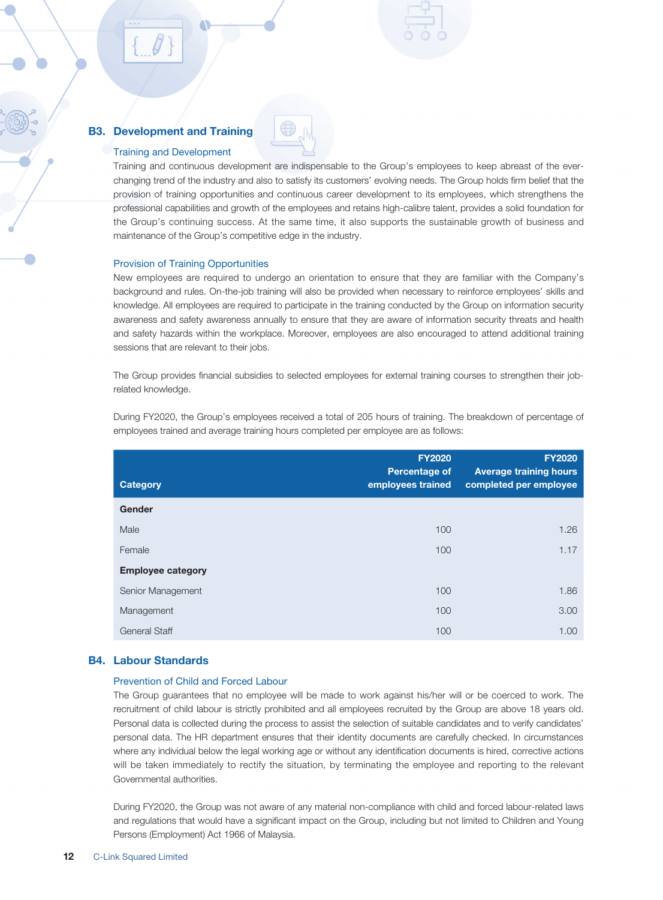## B3. Development and Training

### Training and Development

Training and continuous development are indispensable to the Group's employees to keep abreast of the ever-changing trend of the industry and also to satisfy its customers' evolving needs. The Group holds firm belief that the provision of training opportunities and continuous career development to its employees, which strengthens the professional capabilities and growth of the employees and retains high-calibre talent, provides a solid foundation for the Group's continuing success. At the same time, it also supports the sustainable growth of business and maintenance of the Group's competitive edge in the industry.

### Provision of Training Opportunities

New employees are required to undergo an orientation to ensure that they are familiar with the Company's background and rules. On-the-job training will also be provided when necessary to reinforce employees' skills and knowledge. All employees are required to participate in the training conducted by the Group on information security awareness and safety awareness annually to ensure that they are aware of information security threats and health and safety hazards within the workplace. Moreover, employees are also encouraged to attend additional training sessions that are relevant to their jobs.

The Group provides financial subsidies to selected employees for external training courses to strengthen their job-related knowledge.

During FY2020, the Group's employees received a total of 205 hours of training. The breakdown of percentage of employees trained and average training hours completed per employee are as follows:

| Category | FY2020 Percentage of employees trained | FY2020 Average training hours completed per employee |
|---|---|---|
| **Gender** | | |
| Male | 100 | 1.26 |
| Female | 100 | 1.17 |
| **Employee category** | | |
| Senior Management | 100 | 1.86 |
| Management | 100 | 3.00 |
| General Staff | 100 | 1.00 |

## B4. Labour Standards

### Prevention of Child and Forced Labour

The Group guarantees that no employee will be made to work against his/her will or be coerced to work. The recruitment of child labour is strictly prohibited and all employees recruited by the Group are above 18 years old. Personal data is collected during the process to assist the selection of suitable candidates and to verify candidates' personal data. The HR department ensures that their identity documents are carefully checked. In circumstances where any individual below the legal working age or without any identification documents is hired, corrective actions will be taken immediately to rectify the situation, by terminating the employee and reporting to the relevant Governmental authorities.

During FY2020, the Group was not aware of any material non-compliance with child and forced labour-related laws and regulations that would have a significant impact on the Group, including but not limited to Children and Young Persons (Employment) Act 1966 of Malaysia.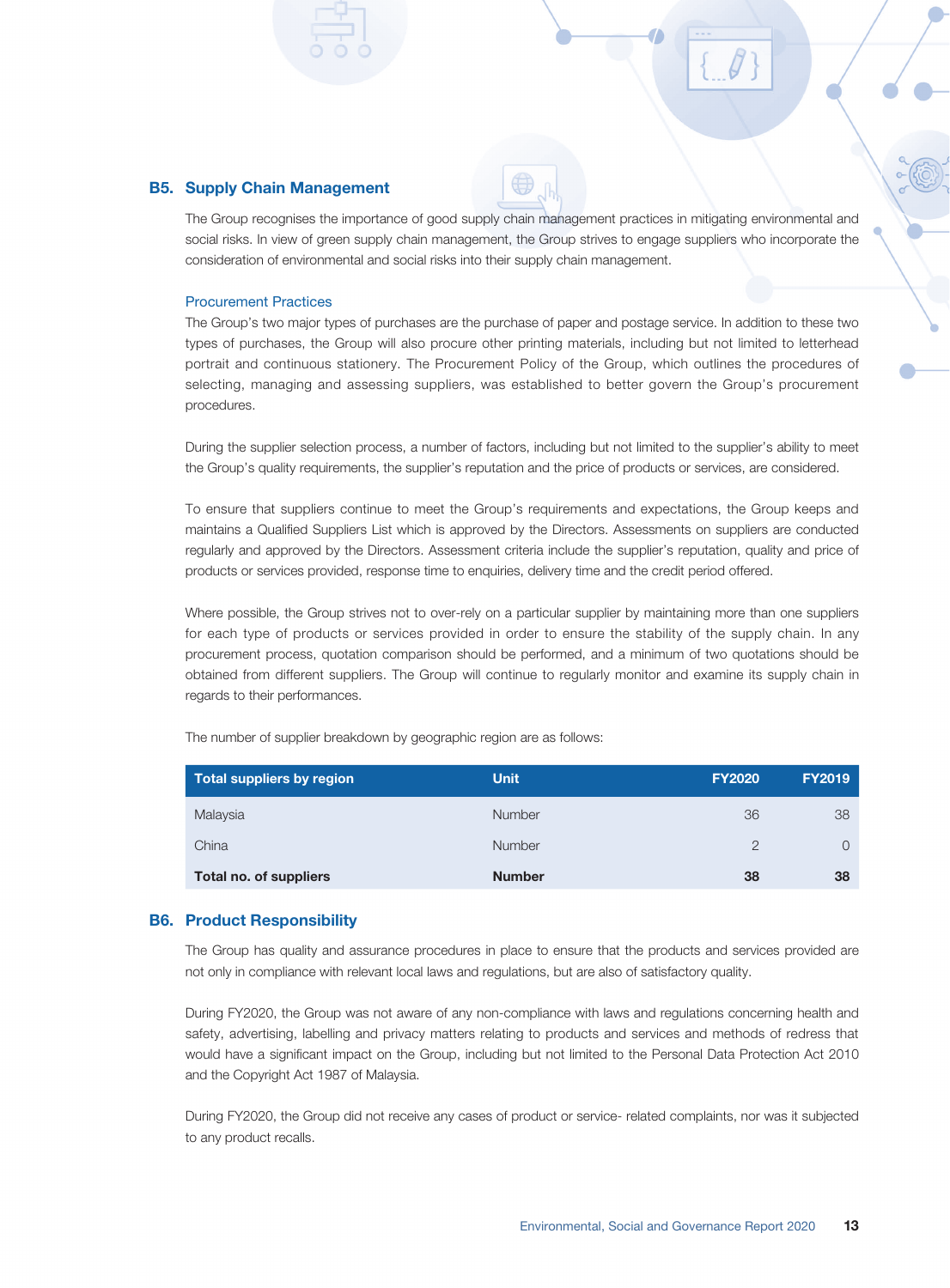## B5. Supply Chain Management

The Group recognises the importance of good supply chain management practices in mitigating environmental and social risks. In view of green supply chain management, the Group strives to engage suppliers who incorporate the consideration of environmental and social risks into their supply chain management.

### Procurement Practices

The Group's two major types of purchases are the purchase of paper and postage service. In addition to these two types of purchases, the Group will also procure other printing materials, including but not limited to letterhead portrait and continuous stationery. The Procurement Policy of the Group, which outlines the procedures of selecting, managing and assessing suppliers, was established to better govern the Group's procurement procedures.

During the supplier selection process, a number of factors, including but not limited to the supplier's ability to meet the Group's quality requirements, the supplier's reputation and the price of products or services, are considered.

To ensure that suppliers continue to meet the Group's requirements and expectations, the Group keeps and maintains a Qualified Suppliers List which is approved by the Directors. Assessments on suppliers are conducted regularly and approved by the Directors. Assessment criteria include the supplier's reputation, quality and price of products or services provided, response time to enquiries, delivery time and the credit period offered.

Where possible, the Group strives not to over-rely on a particular supplier by maintaining more than one suppliers for each type of products or services provided in order to ensure the stability of the supply chain. In any procurement process, quotation comparison should be performed, and a minimum of two quotations should be obtained from different suppliers. The Group will continue to regularly monitor and examine its supply chain in regards to their performances.

The number of supplier breakdown by geographic region are as follows:

| Total suppliers by region | Unit | FY2020 | FY2019 |
|---|---|---|---|
| Malaysia | Number | 36 | 38 |
| China | Number | 2 | 0 |
| **Total no. of suppliers** | **Number** | **38** | **38** |

## B6. Product Responsibility

The Group has quality and assurance procedures in place to ensure that the products and services provided are not only in compliance with relevant local laws and regulations, but are also of satisfactory quality.

During FY2020, the Group was not aware of any non-compliance with laws and regulations concerning health and safety, advertising, labelling and privacy matters relating to products and services and methods of redress that would have a significant impact on the Group, including but not limited to the Personal Data Protection Act 2010 and the Copyright Act 1987 of Malaysia.

During FY2020, the Group did not receive any cases of product or service- related complaints, nor was it subjected to any product recalls.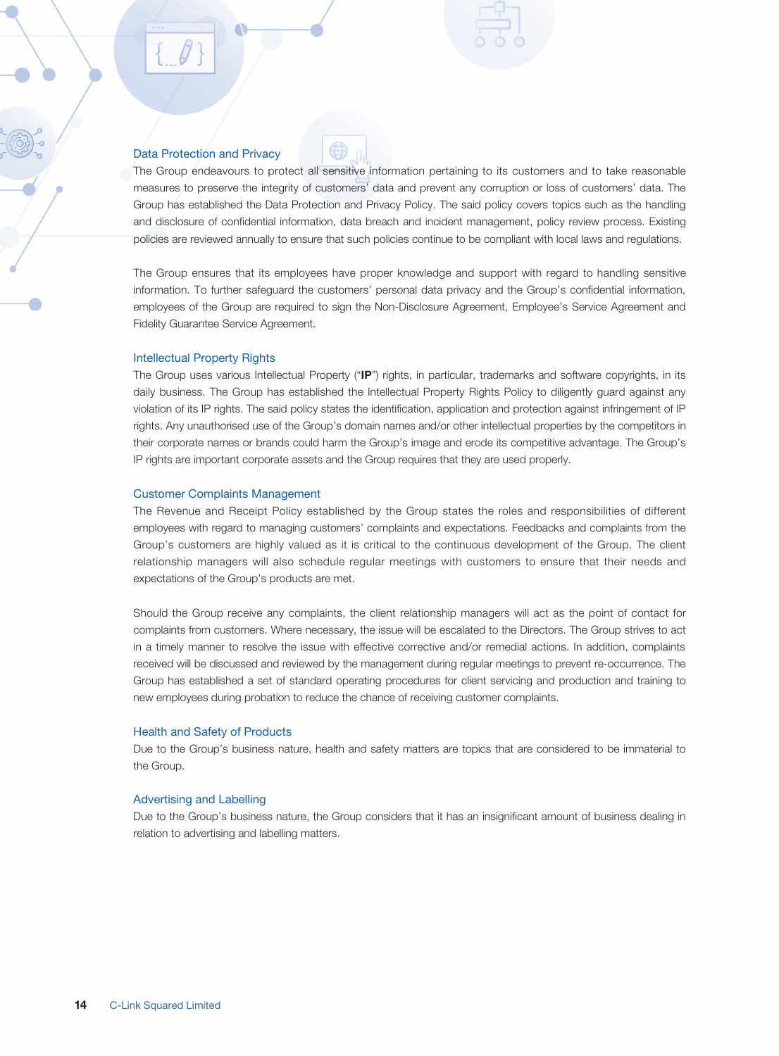### Data Protection and Privacy

The Group endeavours to protect all sensitive information pertaining to its customers and to take reasonable measures to preserve the integrity of customers' data and prevent any corruption or loss of customers' data. The Group has established the Data Protection and Privacy Policy. The said policy covers topics such as the handling and disclosure of confidential information, data breach and incident management, policy review process. Existing policies are reviewed annually to ensure that such policies continue to be compliant with local laws and regulations.

The Group ensures that its employees have proper knowledge and support with regard to handling sensitive information. To further safeguard the customers' personal data privacy and the Group's confidential information, employees of the Group are required to sign the Non-Disclosure Agreement, Employee's Service Agreement and Fidelity Guarantee Service Agreement.

### Intellectual Property Rights

The Group uses various Intellectual Property ("**IP**") rights, in particular, trademarks and software copyrights, in its daily business. The Group has established the Intellectual Property Rights Policy to diligently guard against any violation of its IP rights. The said policy states the identification, application and protection against infringement of IP rights. Any unauthorised use of the Group's domain names and/or other intellectual properties by the competitors in their corporate names or brands could harm the Group's image and erode its competitive advantage. The Group's IP rights are important corporate assets and the Group requires that they are used properly.

### Customer Complaints Management

The Revenue and Receipt Policy established by the Group states the roles and responsibilities of different employees with regard to managing customers' complaints and expectations. Feedbacks and complaints from the Group's customers are highly valued as it is critical to the continuous development of the Group. The client relationship managers will also schedule regular meetings with customers to ensure that their needs and expectations of the Group's products are met.

Should the Group receive any complaints, the client relationship managers will act as the point of contact for complaints from customers. Where necessary, the issue will be escalated to the Directors. The Group strives to act in a timely manner to resolve the issue with effective corrective and/or remedial actions. In addition, complaints received will be discussed and reviewed by the management during regular meetings to prevent re-occurrence. The Group has established a set of standard operating procedures for client servicing and production and training to new employees during probation to reduce the chance of receiving customer complaints.

### Health and Safety of Products

Due to the Group's business nature, health and safety matters are topics that are considered to be immaterial to the Group.

### Advertising and Labelling

Due to the Group's business nature, the Group considers that it has an insignificant amount of business dealing in relation to advertising and labelling matters.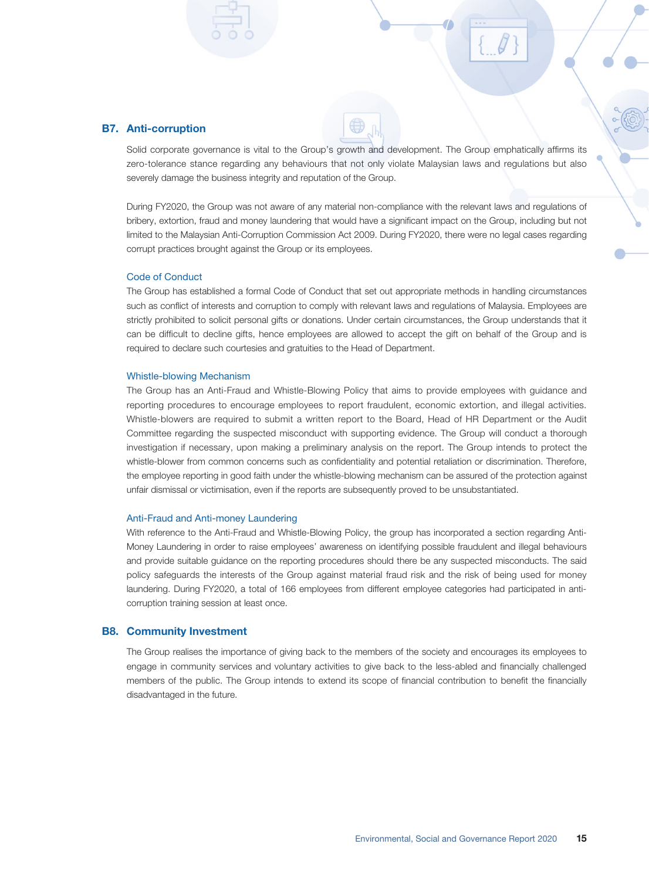## B7. Anti-corruption

Solid corporate governance is vital to the Group's growth and development. The Group emphatically affirms its zero-tolerance stance regarding any behaviours that not only violate Malaysian laws and regulations but also severely damage the business integrity and reputation of the Group.

During FY2020, the Group was not aware of any material non-compliance with the relevant laws and regulations of bribery, extortion, fraud and money laundering that would have a significant impact on the Group, including but not limited to the Malaysian Anti-Corruption Commission Act 2009. During FY2020, there were no legal cases regarding corrupt practices brought against the Group or its employees.

### Code of Conduct

The Group has established a formal Code of Conduct that set out appropriate methods in handling circumstances such as conflict of interests and corruption to comply with relevant laws and regulations of Malaysia. Employees are strictly prohibited to solicit personal gifts or donations. Under certain circumstances, the Group understands that it can be difficult to decline gifts, hence employees are allowed to accept the gift on behalf of the Group and is required to declare such courtesies and gratuities to the Head of Department.

### Whistle-blowing Mechanism

The Group has an Anti-Fraud and Whistle-Blowing Policy that aims to provide employees with guidance and reporting procedures to encourage employees to report fraudulent, economic extortion, and illegal activities. Whistle-blowers are required to submit a written report to the Board, Head of HR Department or the Audit Committee regarding the suspected misconduct with supporting evidence. The Group will conduct a thorough investigation if necessary, upon making a preliminary analysis on the report. The Group intends to protect the whistle-blower from common concerns such as confidentiality and potential retaliation or discrimination. Therefore, the employee reporting in good faith under the whistle-blowing mechanism can be assured of the protection against unfair dismissal or victimisation, even if the reports are subsequently proved to be unsubstantiated.

### Anti-Fraud and Anti-money Laundering

With reference to the Anti-Fraud and Whistle-Blowing Policy, the group has incorporated a section regarding Anti-Money Laundering in order to raise employees' awareness on identifying possible fraudulent and illegal behaviours and provide suitable guidance on the reporting procedures should there be any suspected misconducts. The said policy safeguards the interests of the Group against material fraud risk and the risk of being used for money laundering. During FY2020, a total of 166 employees from different employee categories had participated in anti-corruption training session at least once.

## B8. Community Investment

The Group realises the importance of giving back to the members of the society and encourages its employees to engage in community services and voluntary activities to give back to the less-abled and financially challenged members of the public. The Group intends to extend its scope of financial contribution to benefit the financially disadvantaged in the future.